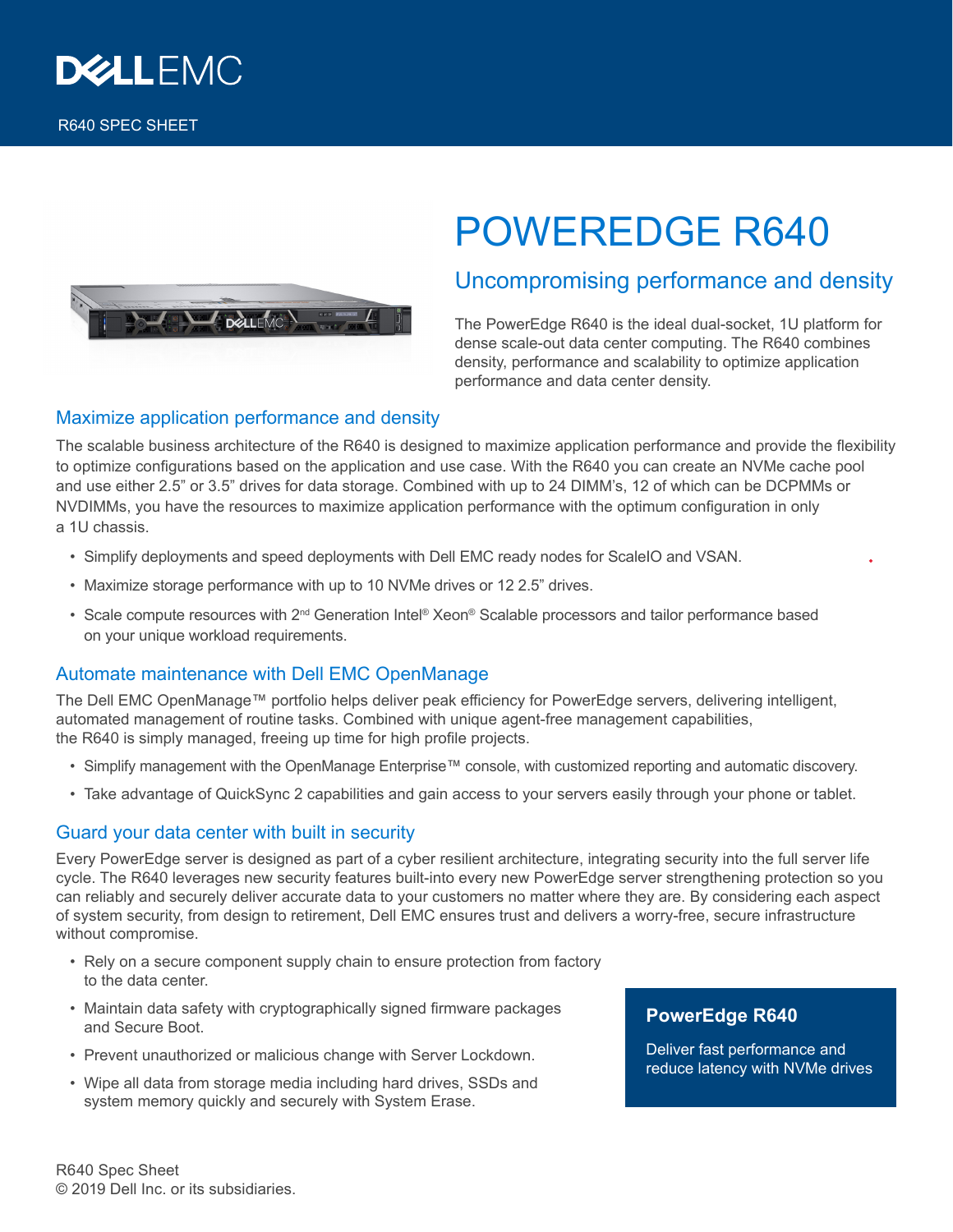DELL EMC

R640 SPEC SHEET

# POWEREDGE R640

## Uncompromising performance and density

The PowerEdge R640 is the ideal dual-socket, 1U platform for dense scale-out data center computing. The R640 combines density, performance and scalability to optimize application performance and data center density.

## Maximize application performance and density

The scalable business architecture of the R640 is designed to maximize application performance and provide the flexibility to optimize configurations based on the application and use case. With the R640 you can create an NVMe cache pool and use either 2.5" or 3.5" drives for data storage. Combined with up to 24 DIMM's, 12 of which can be DCPMMs or NVDIMMs, you have the resources to maximize application performance with the optimum configuration in only a 1U chassis.

- Simplify deployments and speed deployments with Dell EMC ready nodes for ScaleIO and VSAN.
- Maximize storage performance with up to 10 NVMe drives or 12 2.5" drives.
- Scale compute resources with 2nd Generation Intel® Xeon® Scalable processors and tailor performance based on your unique workload requirements.

## Automate maintenance with Dell EMC OpenManage

The Dell EMC OpenManage™ portfolio helps deliver peak efficiency for PowerEdge servers, delivering intelligent, automated management of routine tasks. Combined with unique agent-free management capabilities, the R640 is simply managed, freeing up time for high profile projects.

- Simplify management with the OpenManage Enterprise™ console, with customized reporting and automatic discovery.
- Take advantage of QuickSync 2 capabilities and gain access to your servers easily through your phone or tablet.

## Guard your data center with built in security

Every PowerEdge server is designed as part of a cyber resilient architecture, integrating security into the full server life cycle. The R640 leverages new security features built-into every new PowerEdge server strengthening protection so you can reliably and securely deliver accurate data to your customers no matter where they are. By considering each aspect of system security, from design to retirement, Dell EMC ensures trust and delivers a worry-free, secure infrastructure without compromise.

- Rely on a secure component supply chain to ensure protection from factory to the data center.
- Maintain data safety with cryptographically signed firmware packages and Secure Boot.
- Prevent unauthorized or malicious change with Server Lockdown.
- Wipe all data from storage media including hard drives, SSDs and system memory quickly and securely with System Erase.

**PowerEdge R640**

Deliver fast performance and reduce latency with NVMe drives

R640 Spec Sheet
© 2019 Dell Inc. or its subsidiaries.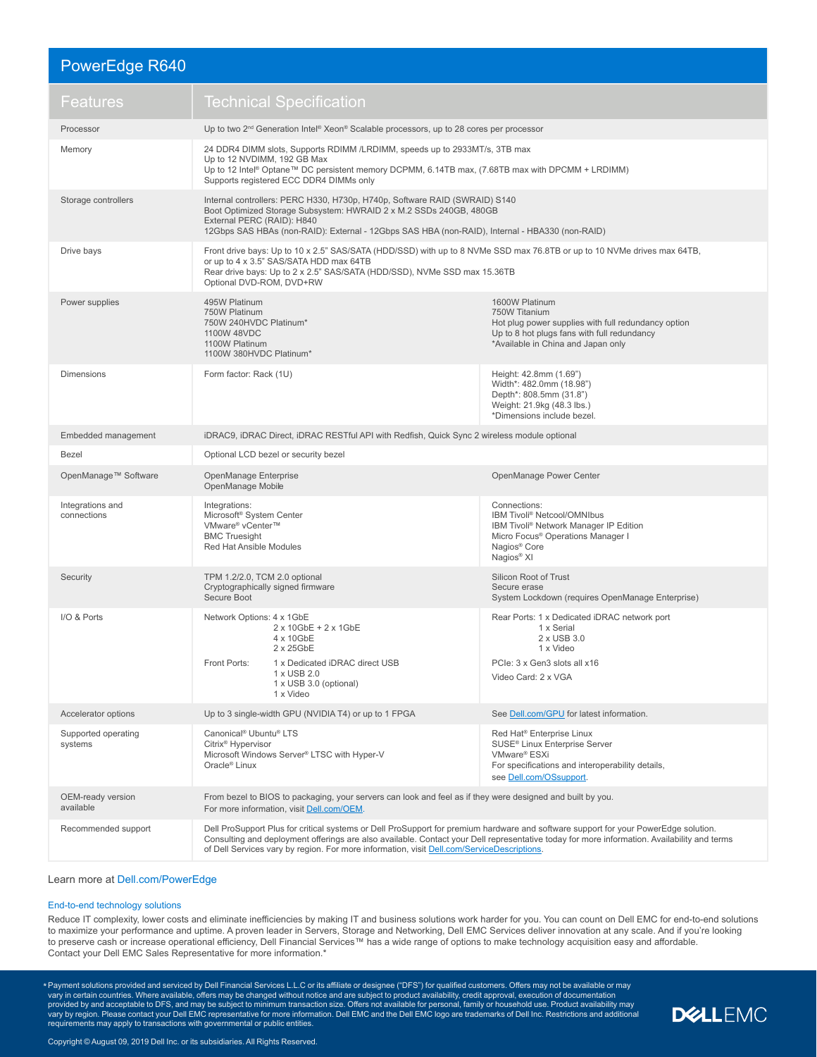# PowerEdge R640

| Features | Technical Specification | |
|---|---|---|
| Processor | Up to two 2nd Generation Intel® Xeon® Scalable processors, up to 28 cores per processor | |
| Memory | 24 DDR4 DIMM slots, Supports RDIMM /LRDIMM, speeds up to 2933MT/s, 3TB max<br>Up to 12 NVDIMM, 192 GB Max<br>Up to 12 Intel® Optane™ DC persistent memory DCPMM, 6.14TB max, (7.68TB max with DPCMM + LRDIMM)<br>Supports registered ECC DDR4 DIMMs only | |
| Storage controllers | Internal controllers: PERC H330, H730p, H740p, Software RAID (SWRAID) S140<br>Boot Optimized Storage Subsystem: HWRAID 2 x M.2 SSDs 240GB, 480GB<br>External PERC (RAID): H840<br>12Gbps SAS HBAs (non-RAID): External - 12Gbps SAS HBA (non-RAID), Internal - HBA330 (non-RAID) | |
| Drive bays | Front drive bays: Up to 10 x 2.5" SAS/SATA (HDD/SSD) with up to 8 NVMe SSD max 76.8TB or up to 10 NVMe drives max 64TB, or up to 4 x 3.5" SAS/SATA HDD max 64TB<br>Rear drive bays: Up to 2 x 2.5" SAS/SATA (HDD/SSD), NVMe SSD max 15.36TB<br>Optional DVD-ROM, DVD+RW | |
| Power supplies | 495W Platinum<br>750W Platinum<br>750W 240HVDC Platinum*<br>1100W 48VDC<br>1100W Platinum<br>1100W 380HVDC Platinum* | 1600W Platinum<br>750W Titanium<br>Hot plug power supplies with full redundancy option<br>Up to 8 hot plugs fans with full redundancy<br>*Available in China and Japan only |
| Dimensions | Form factor: Rack (1U) | Height: 42.8mm (1.69")<br>Width*: 482.0mm (18.98")<br>Depth*: 808.5mm (31.8")<br>Weight: 21.9kg (48.3 lbs.)<br>*Dimensions include bezel. |
| Embedded management | iDRAC9, iDRAC Direct, iDRAC RESTful API with Redfish, Quick Sync 2 wireless module optional | |
| Bezel | Optional LCD bezel or security bezel | |
| OpenManage™ Software | OpenManage Enterprise<br>OpenManage Mobile | OpenManage Power Center |
| Integrations and connections | Integrations:<br>Microsoft® System Center<br>VMware® vCenter™<br>BMC Truesight<br>Red Hat Ansible Modules | Connections:<br>IBM Tivoli® Netcool/OMNIbus<br>IBM Tivoli® Network Manager IP Edition<br>Micro Focus® Operations Manager I<br>Nagios® Core<br>Nagios® XI |
| Security | TPM 1.2/2.0, TCM 2.0 optional<br>Cryptographically signed firmware<br>Secure Boot | Silicon Root of Trust<br>Secure erase<br>System Lockdown (requires OpenManage Enterprise) |
| I/O & Ports | Network Options: 4 x 1GbE<br>2 x 10GbE + 2 x 1GbE<br>4 x 10GbE<br>2 x 25GbE<br><br>Front Ports: 1 x Dedicated iDRAC direct USB<br>1 x USB 2.0<br>1 x USB 3.0 (optional)<br>1 x Video | Rear Ports: 1 x Dedicated iDRAC network port<br>1 x Serial<br>2 x USB 3.0<br>1 x Video<br><br>PCIe: 3 x Gen3 slots all x16<br><br>Video Card: 2 x VGA |
| Accelerator options | Up to 3 single-width GPU (NVIDIA T4) or up to 1 FPGA | See Dell.com/GPU for latest information. |
| Supported operating systems | Canonical® Ubuntu® LTS<br>Citrix® Hypervisor<br>Microsoft Windows Server® LTSC with Hyper-V<br>Oracle® Linux | Red Hat® Enterprise Linux<br>SUSE® Linux Enterprise Server<br>VMware® ESXi<br>For specifications and interoperability details, see Dell.com/OSsupport. |
| OEM-ready version available | From bezel to BIOS to packaging, your servers can look and feel as if they were designed and built by you.<br>For more information, visit Dell.com/OEM. | |
| Recommended support | Dell ProSupport Plus for critical systems or Dell ProSupport for premium hardware and software support for your PowerEdge solution. Consulting and deployment offerings are also available. Contact your Dell representative today for more information. Availability and terms of Dell Services vary by region. For more information, visit Dell.com/ServiceDescriptions. | |

Learn more at Dell.com/PowerEdge

## End-to-end technology solutions

Reduce IT complexity, lower costs and eliminate inefficiencies by making IT and business solutions work harder for you. You can count on Dell EMC for end-to-end solutions to maximize your performance and uptime. A proven leader in Servers, Storage and Networking, Dell EMC Services deliver innovation at any scale. And if you're looking to preserve cash or increase operational efficiency, Dell Financial Services™ has a wide range of options to make technology acquisition easy and affordable. Contact your Dell EMC Sales Representative for more information.*

* Payment solutions provided and serviced by Dell Financial Services L.L.C or its affiliate or designee ("DFS") for qualified customers. Offers may not be available or may vary in certain countries. Where available, offers may be changed without notice and are subject to product availability, credit approval, execution of documentation provided by and acceptable to DFS, and may be subject to minimum transaction size. Offers not available for personal, family or household use. Product availability may vary by region. Please contact your Dell EMC representative for more information. Dell EMC and the Dell EMC logo are trademarks of Dell Inc. Restrictions and additional requirements may apply to transactions with governmental or public entities.

DELLEMC

Copyright © August 09, 2019 Dell Inc. or its subsidiaries. All Rights Reserved.